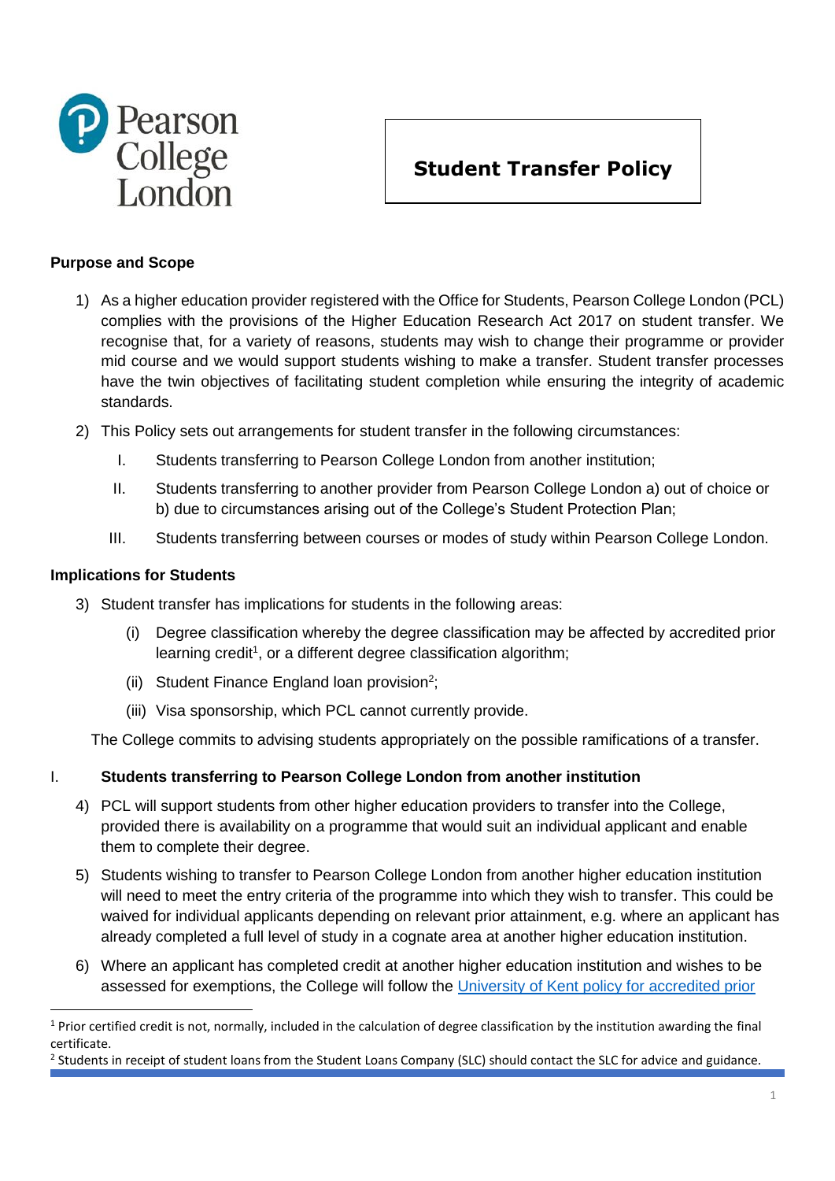Pearson College London

# Student Transfer Policy

## Purpose and Scope

1) As a higher education provider registered with the Office for Students, Pearson College London (PCL) complies with the provisions of the Higher Education Research Act 2017 on student transfer. We recognise that, for a variety of reasons, students may wish to change their programme or provider mid course and we would support students wishing to make a transfer. Student transfer processes have the twin objectives of facilitating student completion while ensuring the integrity of academic standards.

2) This Policy sets out arrangements for student transfer in the following circumstances:

   I. Students transferring to Pearson College London from another institution;

   II. Students transferring to another provider from Pearson College London a) out of choice or b) due to circumstances arising out of the College's Student Protection Plan;

   III. Students transferring between courses or modes of study within Pearson College London.

## Implications for Students

3) Student transfer has implications for students in the following areas:

   (i) Degree classification whereby the degree classification may be affected by accredited prior learning credit[1], or a different degree classification algorithm;

   (ii) Student Finance England loan provision[2];

   (iii) Visa sponsorship, which PCL cannot currently provide.

The College commits to advising students appropriately on the possible ramifications of a transfer.

## I. Students transferring to Pearson College London from another institution

4) PCL will support students from other higher education providers to transfer into the College, provided there is availability on a programme that would suit an individual applicant and enable them to complete their degree.

5) Students wishing to transfer to Pearson College London from another higher education institution will need to meet the entry criteria of the programme into which they wish to transfer. This could be waived for individual applicants depending on relevant prior attainment, e.g. where an applicant has already completed a full level of study in a cognate area at another higher education institution.

6) Where an applicant has completed credit at another higher education institution and wishes to be assessed for exemptions, the College will follow the [University of Kent policy for accredited prior

---

[1] Prior certified credit is not, normally, included in the calculation of degree classification by the institution awarding the final certificate.

[2] Students in receipt of student loans from the Student Loans Company (SLC) should contact the SLC for advice and guidance.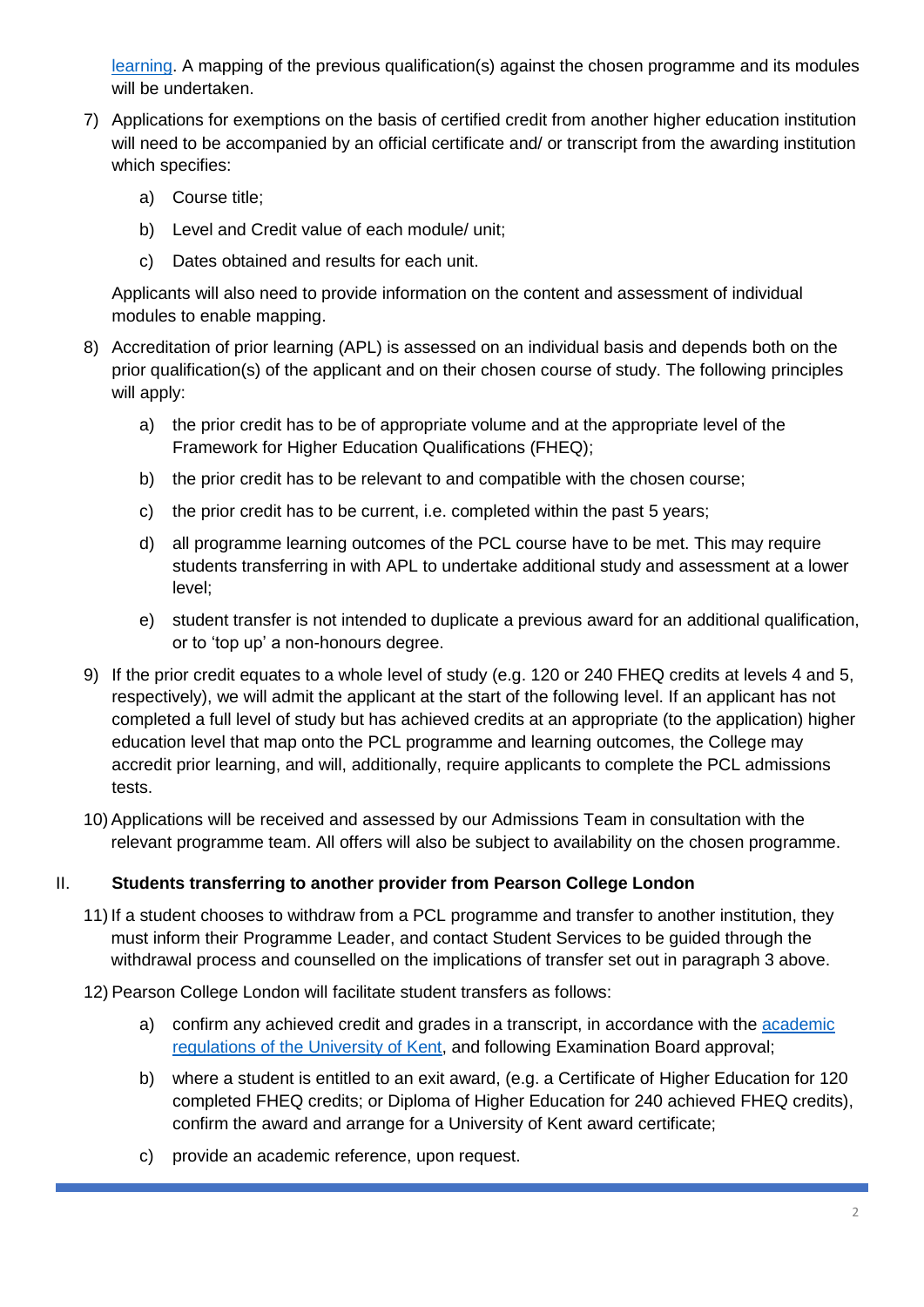learning. A mapping of the previous qualification(s) against the chosen programme and its modules will be undertaken.

7) Applications for exemptions on the basis of certified credit from another higher education institution will need to be accompanied by an official certificate and/ or transcript from the awarding institution which specifies:

    a) Course title;

    b) Level and Credit value of each module/ unit;

    c) Dates obtained and results for each unit.

    Applicants will also need to provide information on the content and assessment of individual modules to enable mapping.

8) Accreditation of prior learning (APL) is assessed on an individual basis and depends both on the prior qualification(s) of the applicant and on their chosen course of study. The following principles will apply:

    a) the prior credit has to be of appropriate volume and at the appropriate level of the Framework for Higher Education Qualifications (FHEQ);

    b) the prior credit has to be relevant to and compatible with the chosen course;

    c) the prior credit has to be current, i.e. completed within the past 5 years;

    d) all programme learning outcomes of the PCL course have to be met. This may require students transferring in with APL to undertake additional study and assessment at a lower level;

    e) student transfer is not intended to duplicate a previous award for an additional qualification, or to 'top up' a non-honours degree.

9) If the prior credit equates to a whole level of study (e.g. 120 or 240 FHEQ credits at levels 4 and 5, respectively), we will admit the applicant at the start of the following level. If an applicant has not completed a full level of study but has achieved credits at an appropriate (to the application) higher education level that map onto the PCL programme and learning outcomes, the College may accredit prior learning, and will, additionally, require applicants to complete the PCL admissions tests.

10) Applications will be received and assessed by our Admissions Team in consultation with the relevant programme team. All offers will also be subject to availability on the chosen programme.

## II. Students transferring to another provider from Pearson College London

11) If a student chooses to withdraw from a PCL programme and transfer to another institution, they must inform their Programme Leader, and contact Student Services to be guided through the withdrawal process and counselled on the implications of transfer set out in paragraph 3 above.

12) Pearson College London will facilitate student transfers as follows:

    a) confirm any achieved credit and grades in a transcript, in accordance with the academic regulations of the University of Kent, and following Examination Board approval;

    b) where a student is entitled to an exit award, (e.g. a Certificate of Higher Education for 120 completed FHEQ credits; or Diploma of Higher Education for 240 achieved FHEQ credits), confirm the award and arrange for a University of Kent award certificate;

    c) provide an academic reference, upon request.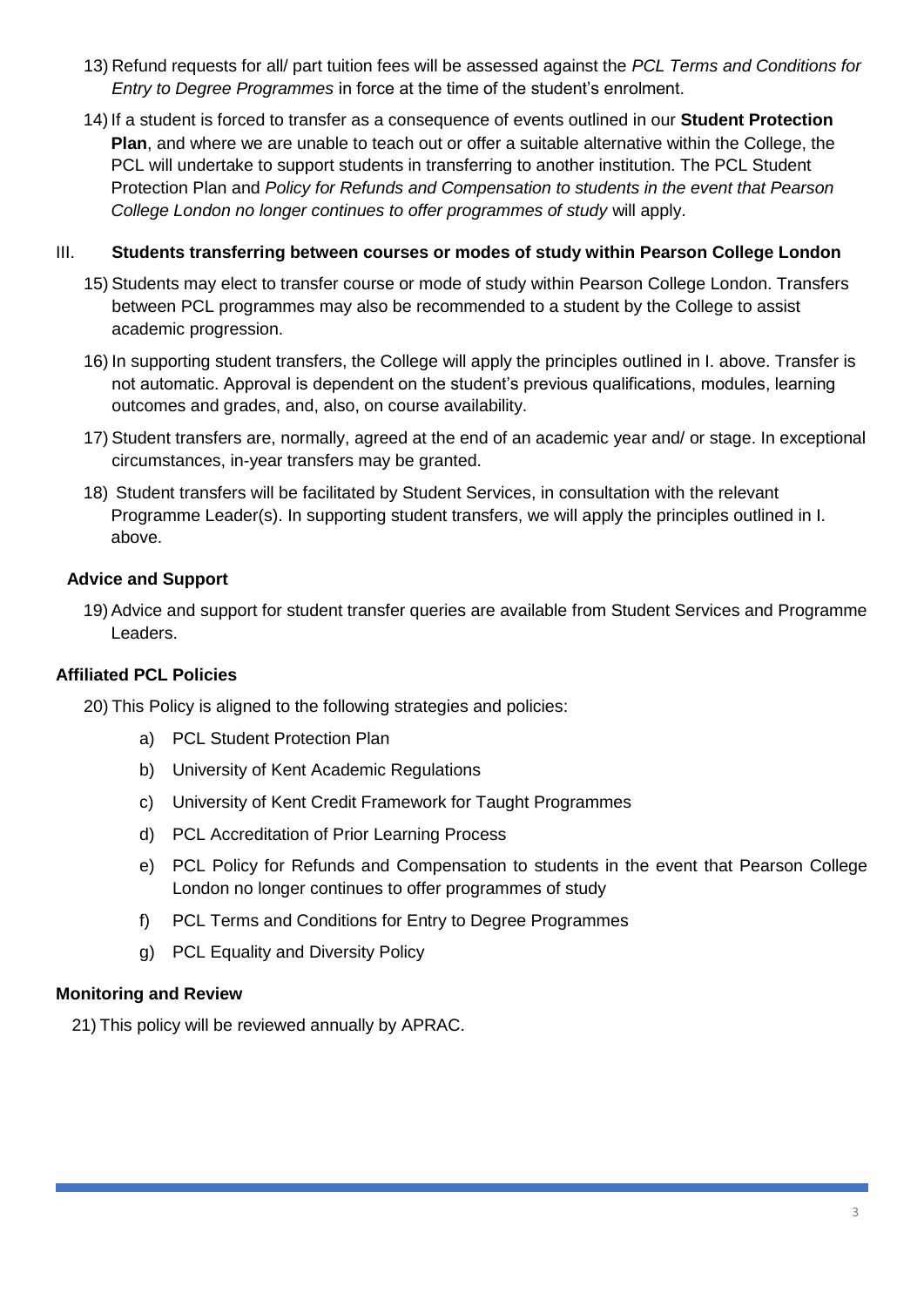13) Refund requests for all/ part tuition fees will be assessed against the *PCL Terms and Conditions for Entry to Degree Programmes* in force at the time of the student's enrolment.

14) If a student is forced to transfer as a consequence of events outlined in our **Student Protection Plan**, and where we are unable to teach out or offer a suitable alternative within the College, the PCL will undertake to support students in transferring to another institution. The PCL Student Protection Plan and *Policy for Refunds and Compensation to students in the event that Pearson College London no longer continues to offer programmes of study* will apply.

### III. Students transferring between courses or modes of study within Pearson College London

15) Students may elect to transfer course or mode of study within Pearson College London. Transfers between PCL programmes may also be recommended to a student by the College to assist academic progression.

16) In supporting student transfers, the College will apply the principles outlined in I. above. Transfer is not automatic. Approval is dependent on the student's previous qualifications, modules, learning outcomes and grades, and, also, on course availability.

17) Student transfers are, normally, agreed at the end of an academic year and/ or stage. In exceptional circumstances, in-year transfers may be granted.

18) Student transfers will be facilitated by Student Services, in consultation with the relevant Programme Leader(s). In supporting student transfers, we will apply the principles outlined in I. above.

### Advice and Support

19) Advice and support for student transfer queries are available from Student Services and Programme Leaders.

### Affiliated PCL Policies

20) This Policy is aligned to the following strategies and policies:

a) PCL Student Protection Plan

b) University of Kent Academic Regulations

c) University of Kent Credit Framework for Taught Programmes

d) PCL Accreditation of Prior Learning Process

e) PCL Policy for Refunds and Compensation to students in the event that Pearson College London no longer continues to offer programmes of study

f) PCL Terms and Conditions for Entry to Degree Programmes

g) PCL Equality and Diversity Policy

### Monitoring and Review

21) This policy will be reviewed annually by APRAC.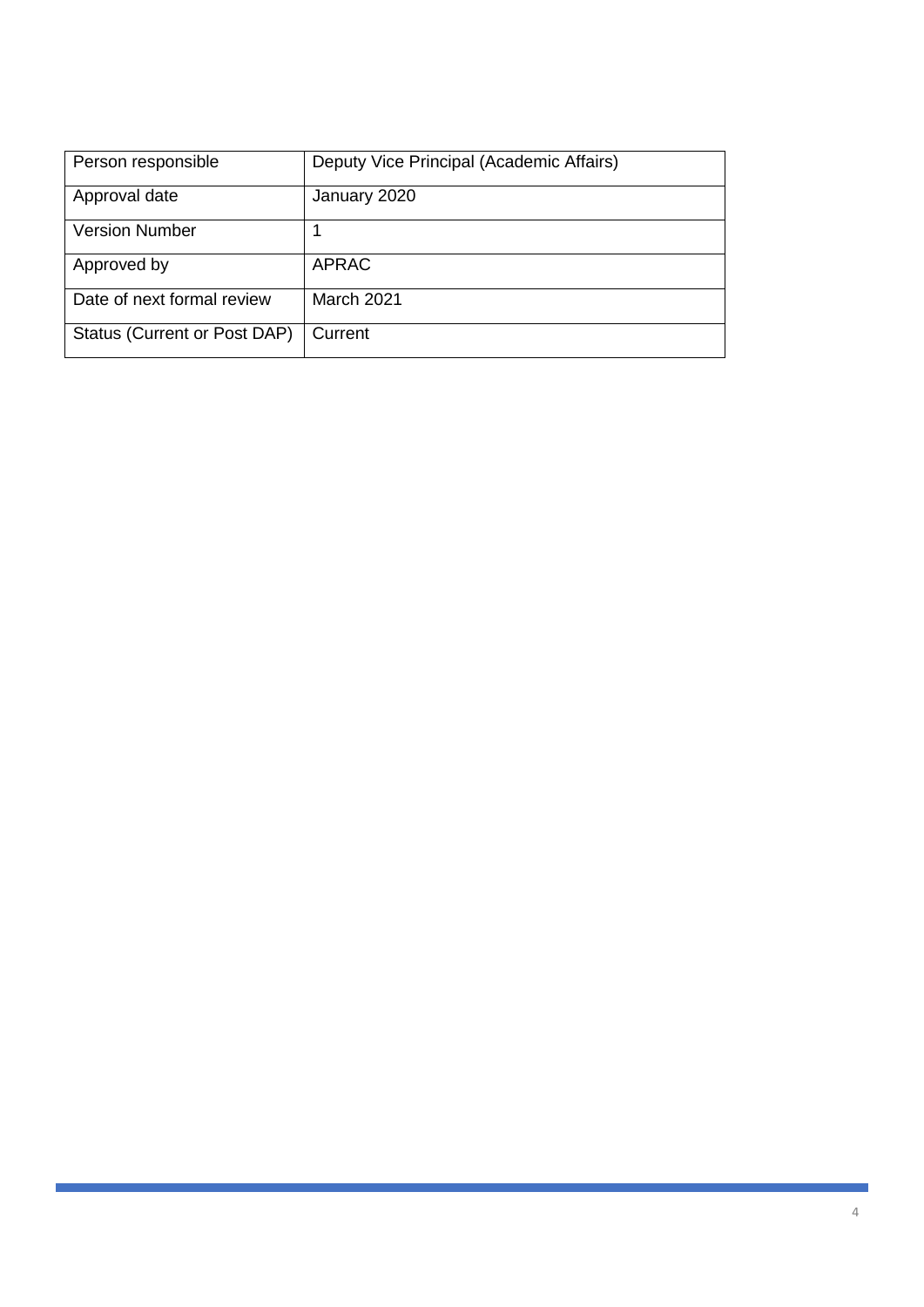| | |
|---|---|
| Person responsible | Deputy Vice Principal (Academic Affairs) |
| Approval date | January 2020 |
| Version Number | 1 |
| Approved by | APRAC |
| Date of next formal review | March 2021 |
| Status (Current or Post DAP) | Current |